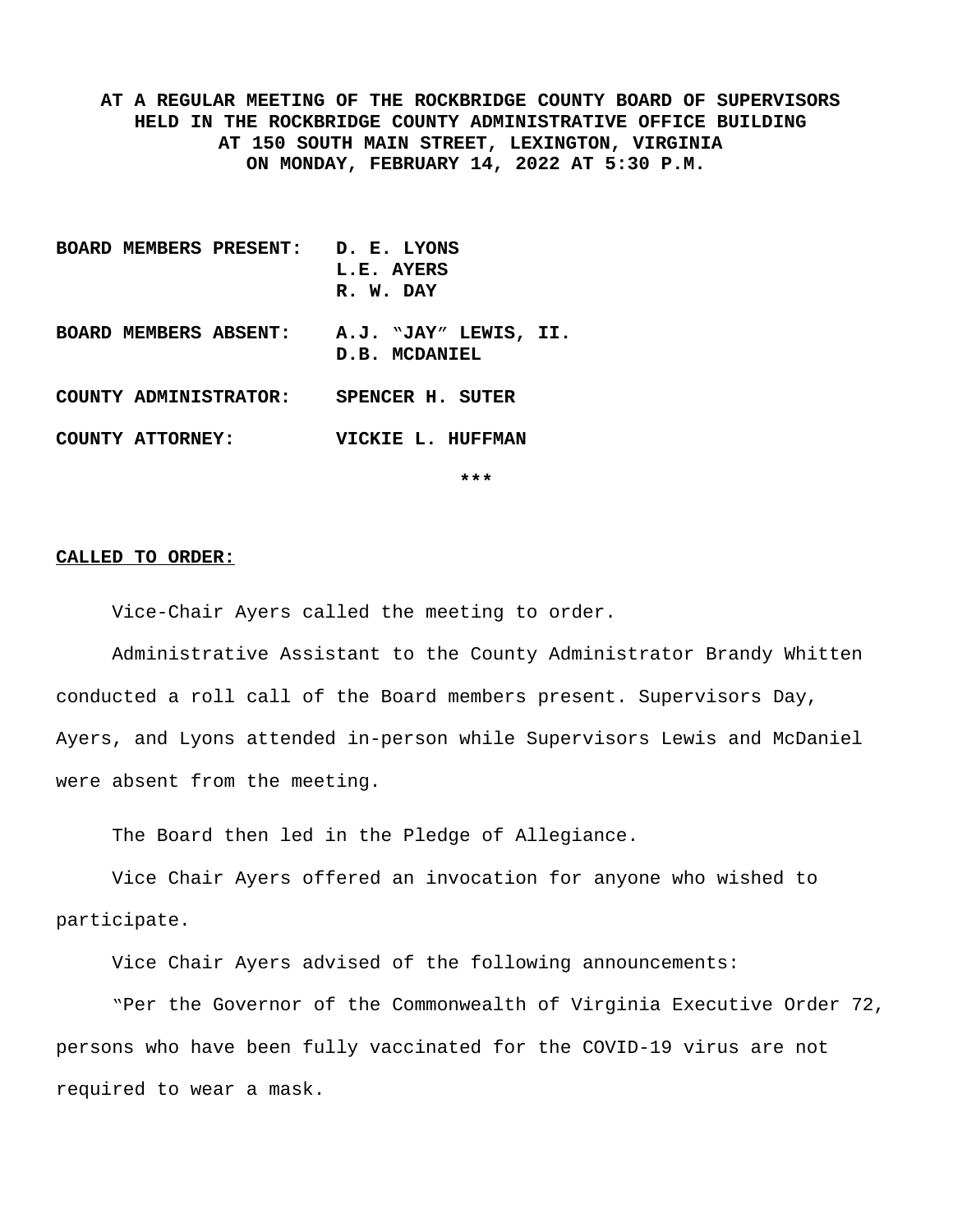**AT A REGULAR MEETING OF THE ROCKBRIDGE COUNTY BOARD OF SUPERVISORS HELD IN THE ROCKBRIDGE COUNTY ADMINISTRATIVE OFFICE BUILDING AT 150 SOUTH MAIN STREET, LEXINGTON, VIRGINIA ON MONDAY, FEBRUARY 14, 2022 AT 5:30 P.M.**

| | |
|---|---|
| **BOARD MEMBERS PRESENT:** | **D. E. LYONS**<br>**L.E. AYERS**<br>**R. W. DAY** |
| **BOARD MEMBERS ABSENT:** | **A.J. "JAY" LEWIS, II.**<br>**D.B. MCDANIEL** |
| **COUNTY ADMINISTRATOR:** | **SPENCER H. SUTER** |
| **COUNTY ATTORNEY:** | **VICKIE L. HUFFMAN** |

***

**CALLED TO ORDER:**

Vice-Chair Ayers called the meeting to order.

Administrative Assistant to the County Administrator Brandy Whitten conducted a roll call of the Board members present. Supervisors Day, Ayers, and Lyons attended in-person while Supervisors Lewis and McDaniel were absent from the meeting.

The Board then led in the Pledge of Allegiance.

Vice Chair Ayers offered an invocation for anyone who wished to participate.

Vice Chair Ayers advised of the following announcements:

"Per the Governor of the Commonwealth of Virginia Executive Order 72, persons who have been fully vaccinated for the COVID-19 virus are not required to wear a mask.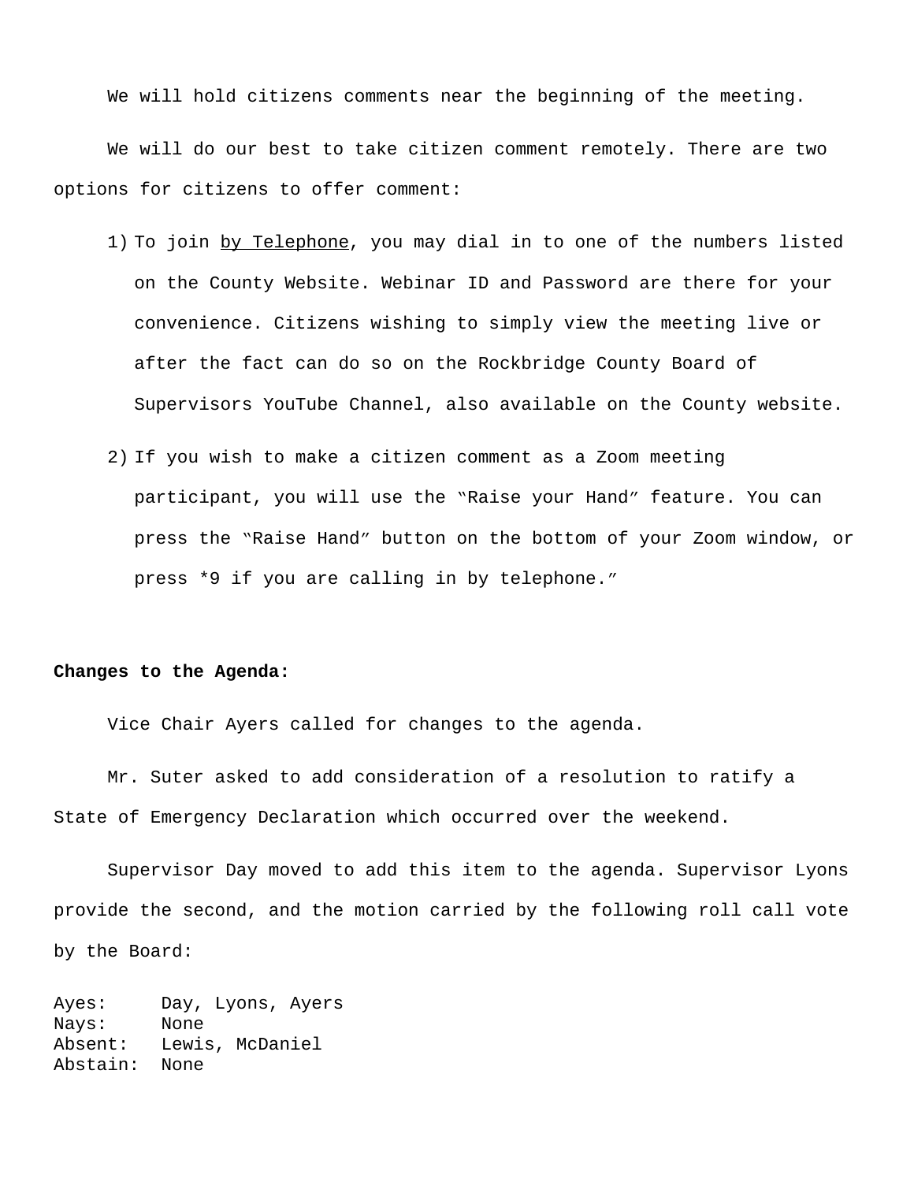We will hold citizens comments near the beginning of the meeting.

We will do our best to take citizen comment remotely. There are two options for citizens to offer comment:

1) To join <u>by Telephone</u>, you may dial in to one of the numbers listed on the County Website. Webinar ID and Password are there for your convenience. Citizens wishing to simply view the meeting live or after the fact can do so on the Rockbridge County Board of Supervisors YouTube Channel, also available on the County website.
2) If you wish to make a citizen comment as a Zoom meeting participant, you will use the "Raise your Hand" feature. You can press the "Raise Hand" button on the bottom of your Zoom window, or press *9 if you are calling in by telephone."

**Changes to the Agenda:**

Vice Chair Ayers called for changes to the agenda.

Mr. Suter asked to add consideration of a resolution to ratify a State of Emergency Declaration which occurred over the weekend.

Supervisor Day moved to add this item to the agenda. Supervisor Lyons provide the second, and the motion carried by the following roll call vote by the Board:

Ayes: Day, Lyons, Ayers
Nays: None
Absent: Lewis, McDaniel
Abstain: None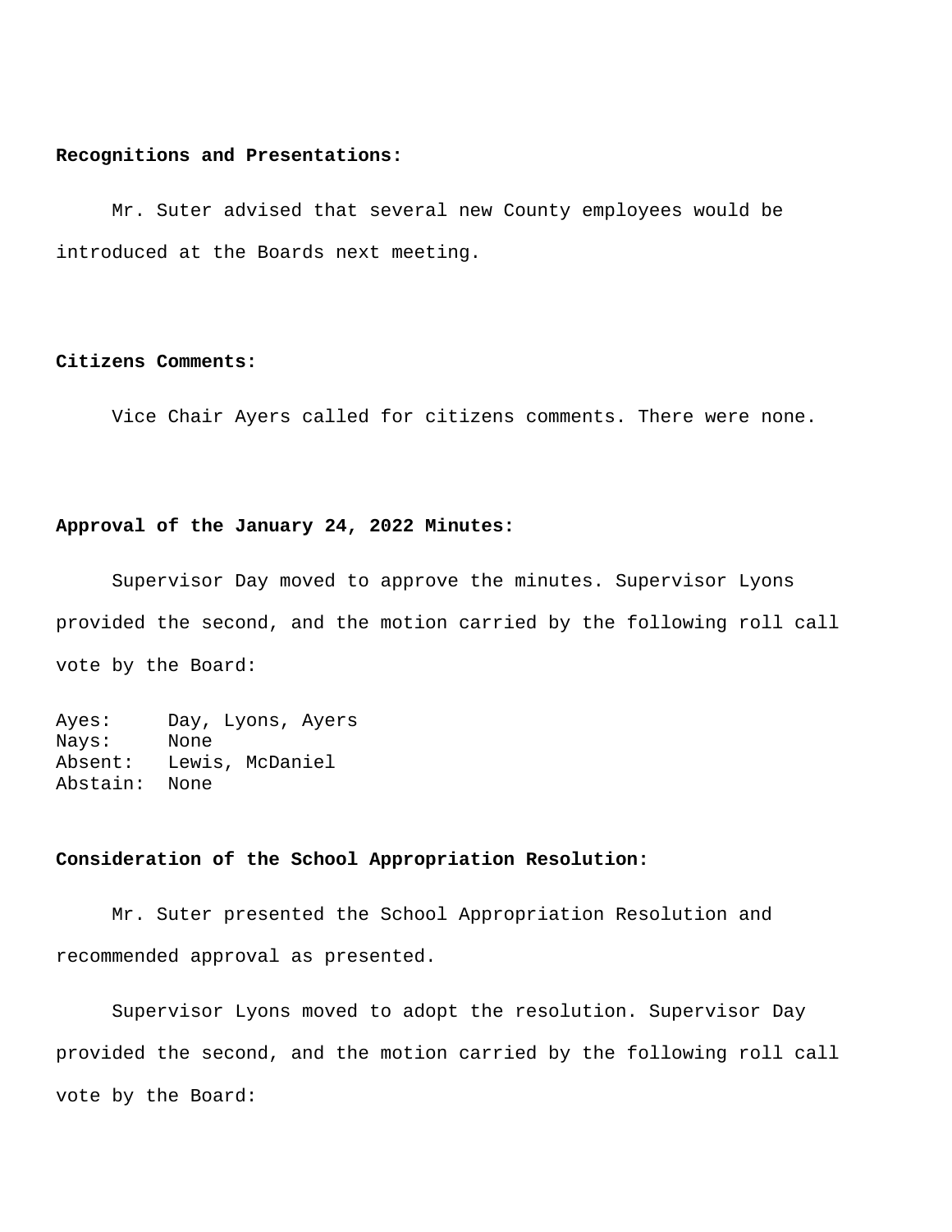**Recognitions and Presentations:**

Mr. Suter advised that several new County employees would be introduced at the Boards next meeting.

**Citizens Comments:**

Vice Chair Ayers called for citizens comments. There were none.

**Approval of the January 24, 2022 Minutes:**

Supervisor Day moved to approve the minutes. Supervisor Lyons provided the second, and the motion carried by the following roll call vote by the Board:

Ayes: Day, Lyons, Ayers
Nays: None
Absent: Lewis, McDaniel
Abstain: None

**Consideration of the School Appropriation Resolution:**

Mr. Suter presented the School Appropriation Resolution and recommended approval as presented.

Supervisor Lyons moved to adopt the resolution. Supervisor Day provided the second, and the motion carried by the following roll call vote by the Board: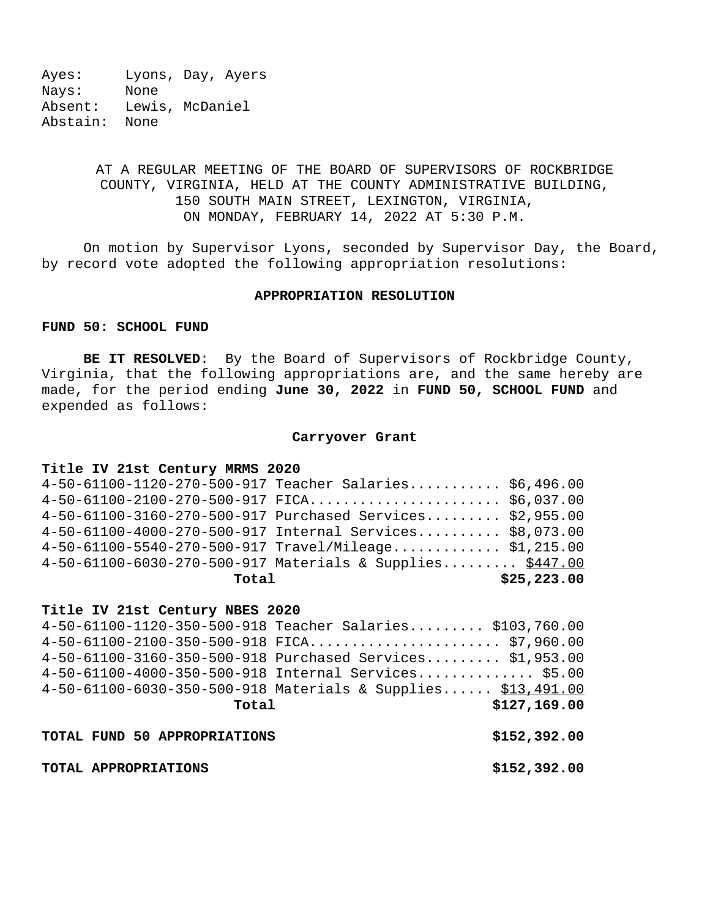Ayes: Lyons, Day, Ayers
Nays: None
Absent: Lewis, McDaniel
Abstain: None

AT A REGULAR MEETING OF THE BOARD OF SUPERVISORS OF ROCKBRIDGE COUNTY, VIRGINIA, HELD AT THE COUNTY ADMINISTRATIVE BUILDING, 150 SOUTH MAIN STREET, LEXINGTON, VIRGINIA, ON MONDAY, FEBRUARY 14, 2022 AT 5:30 P.M.

On motion by Supervisor Lyons, seconded by Supervisor Day, the Board, by record vote adopted the following appropriation resolutions:

**APPROPRIATION RESOLUTION**

**FUND 50: SCHOOL FUND**

**BE IT RESOLVED**: By the Board of Supervisors of Rockbridge County, Virginia, that the following appropriations are, and the same hereby are made, for the period ending **June 30, 2022** in **FUND 50, SCHOOL FUND** and expended as follows:

**Carryover Grant**

**Title IV 21st Century MRMS 2020**

| Account | Description | Amount |
|---|---|---|
| 4-50-61100-1120-270-500-917 | Teacher Salaries | $6,496.00 |
| 4-50-61100-2100-270-500-917 | FICA | $6,037.00 |
| 4-50-61100-3160-270-500-917 | Purchased Services | $2,955.00 |
| 4-50-61100-4000-270-500-917 | Internal Services | $8,073.00 |
| 4-50-61100-5540-270-500-917 | Travel/Mileage | $1,215.00 |
| 4-50-61100-6030-270-500-917 | Materials & Supplies | $447.00 |
| | **Total** | **$25,223.00** |

**Title IV 21st Century NBES 2020**

| Account | Description | Amount |
|---|---|---|
| 4-50-61100-1120-350-500-918 | Teacher Salaries | $103,760.00 |
| 4-50-61100-2100-350-500-918 | FICA | $7,960.00 |
| 4-50-61100-3160-350-500-918 | Purchased Services | $1,953.00 |
| 4-50-61100-4000-350-500-918 | Internal Services | $5.00 |
| 4-50-61100-6030-350-500-918 | Materials & Supplies | $13,491.00 |
| | **Total** | **$127,169.00** |

**TOTAL FUND 50 APPROPRIATIONS** **$152,392.00**

**TOTAL APPROPRIATIONS** **$152,392.00**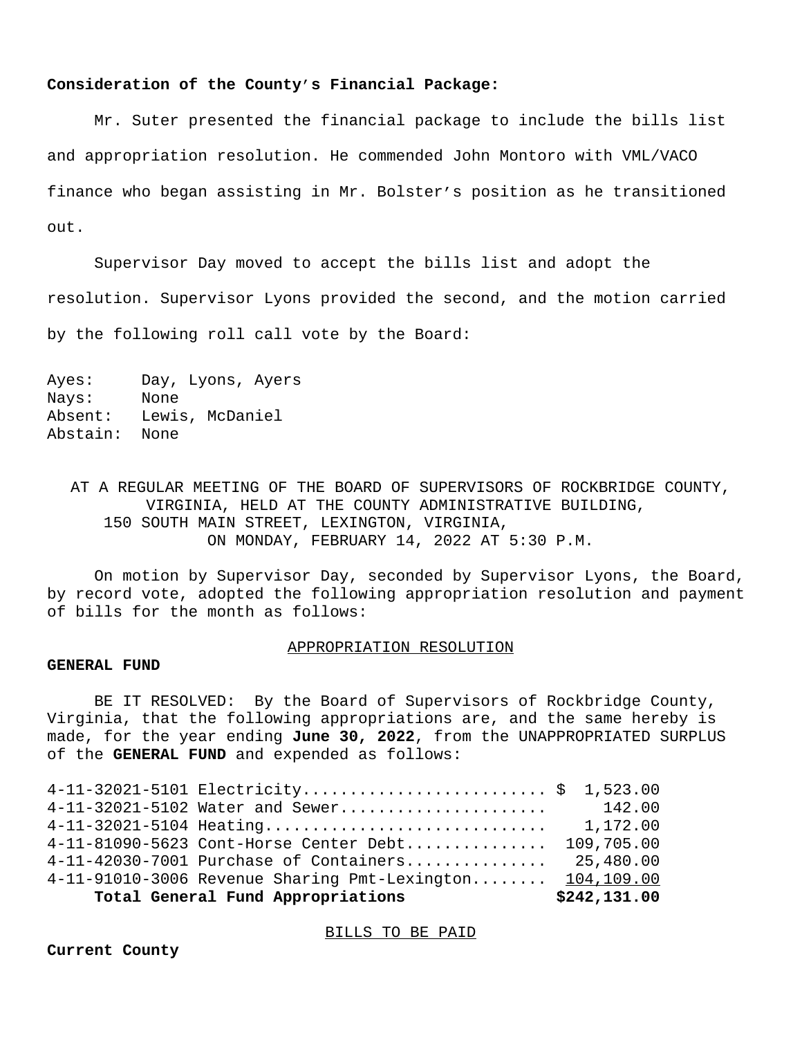**Consideration of the County's Financial Package:**

Mr. Suter presented the financial package to include the bills list and appropriation resolution. He commended John Montoro with VML/VACO finance who began assisting in Mr. Bolster's position as he transitioned out.

Supervisor Day moved to accept the bills list and adopt the resolution. Supervisor Lyons provided the second, and the motion carried by the following roll call vote by the Board:

Ayes: Day, Lyons, Ayers
Nays: None
Absent: Lewis, McDaniel
Abstain: None

AT A REGULAR MEETING OF THE BOARD OF SUPERVISORS OF ROCKBRIDGE COUNTY, VIRGINIA, HELD AT THE COUNTY ADMINISTRATIVE BUILDING, 150 SOUTH MAIN STREET, LEXINGTON, VIRGINIA, ON MONDAY, FEBRUARY 14, 2022 AT 5:30 P.M.

On motion by Supervisor Day, seconded by Supervisor Lyons, the Board, by record vote, adopted the following appropriation resolution and payment of bills for the month as follows:

APPROPRIATION RESOLUTION

**GENERAL FUND**

BE IT RESOLVED: By the Board of Supervisors of Rockbridge County, Virginia, that the following appropriations are, and the same hereby is made, for the year ending **June 30, 2022**, from the UNAPPROPRIATED SURPLUS of the **GENERAL FUND** and expended as follows:

| Account | Amount |
|---|---|
| 4-11-32021-5101 Electricity | $ 1,523.00 |
| 4-11-32021-5102 Water and Sewer | 142.00 |
| 4-11-32021-5104 Heating | 1,172.00 |
| 4-11-81090-5623 Cont-Horse Center Debt | 109,705.00 |
| 4-11-42030-7001 Purchase of Containers | 25,480.00 |
| 4-11-91010-3006 Revenue Sharing Pmt-Lexington | 104,109.00 |
| **Total General Fund Appropriations** | **$242,131.00** |

BILLS TO BE PAID

**Current County**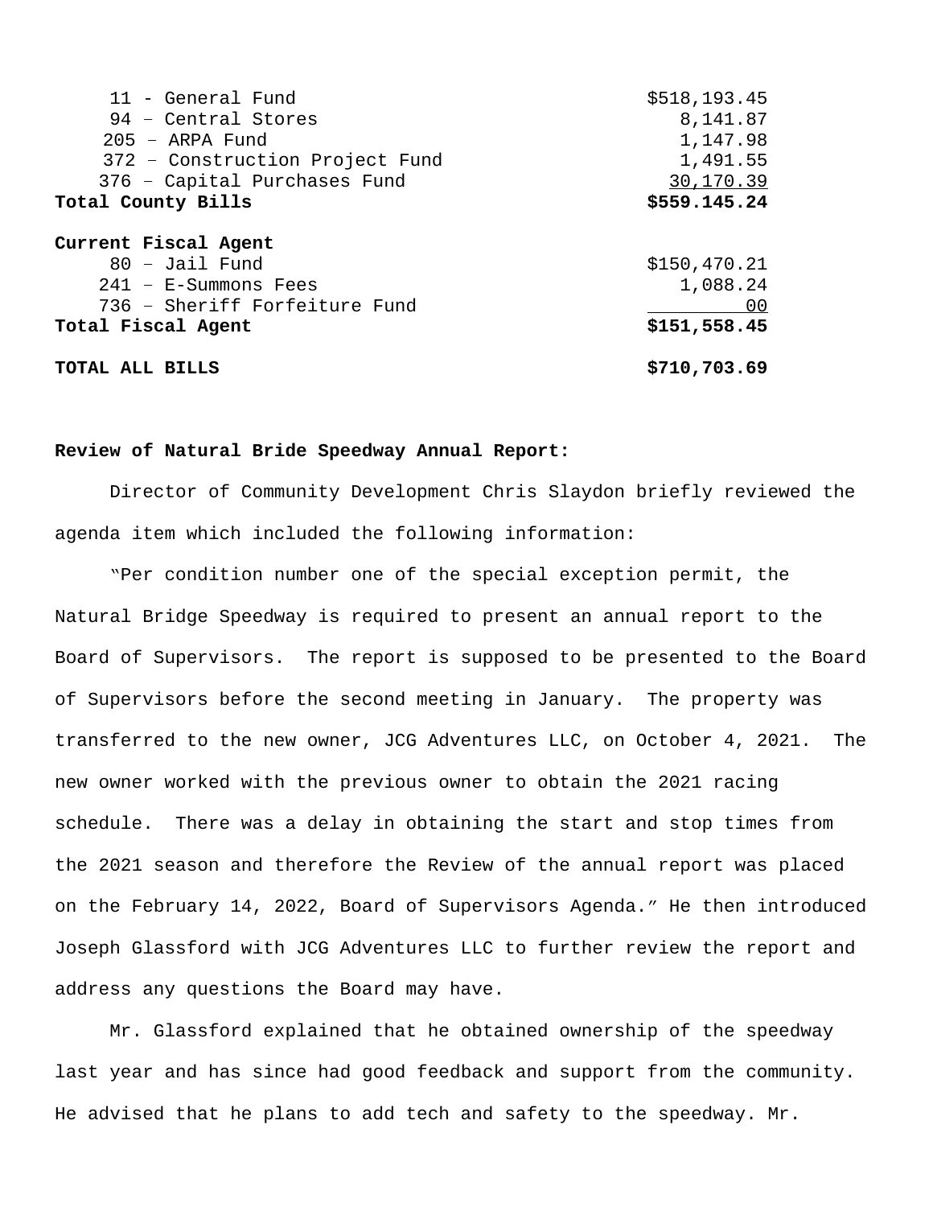| | |
|---|---|
| 11 - General Fund | $518,193.45 |
| 94 – Central Stores | 8,141.87 |
| 205 – ARPA Fund | 1,147.98 |
| 372 – Construction Project Fund | 1,491.55 |
| 376 – Capital Purchases Fund | 30,170.39 |
| **Total County Bills** | **$559.145.24** |
| **Current Fiscal Agent** | |
| 80 – Jail Fund | $150,470.21 |
| 241 – E-Summons Fees | 1,088.24 |
| 736 – Sheriff Forfeiture Fund | 00 |
| **Total Fiscal Agent** | **$151,558.45** |
| **TOTAL ALL BILLS** | **$710,703.69** |

**Review of Natural Bride Speedway Annual Report:**

Director of Community Development Chris Slaydon briefly reviewed the agenda item which included the following information:

"Per condition number one of the special exception permit, the Natural Bridge Speedway is required to present an annual report to the Board of Supervisors. The report is supposed to be presented to the Board of Supervisors before the second meeting in January. The property was transferred to the new owner, JCG Adventures LLC, on October 4, 2021. The new owner worked with the previous owner to obtain the 2021 racing schedule. There was a delay in obtaining the start and stop times from the 2021 season and therefore the Review of the annual report was placed on the February 14, 2022, Board of Supervisors Agenda." He then introduced Joseph Glassford with JCG Adventures LLC to further review the report and address any questions the Board may have.

Mr. Glassford explained that he obtained ownership of the speedway last year and has since had good feedback and support from the community. He advised that he plans to add tech and safety to the speedway. Mr.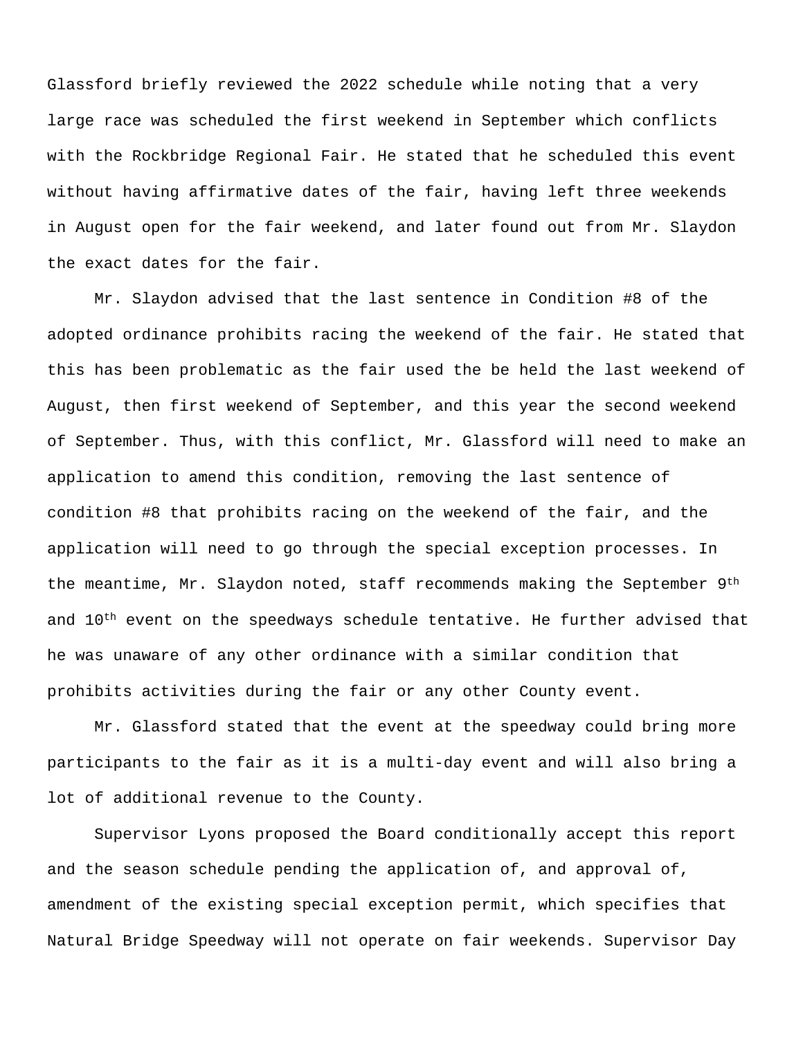Glassford briefly reviewed the 2022 schedule while noting that a very large race was scheduled the first weekend in September which conflicts with the Rockbridge Regional Fair. He stated that he scheduled this event without having affirmative dates of the fair, having left three weekends in August open for the fair weekend, and later found out from Mr. Slaydon the exact dates for the fair.

Mr. Slaydon advised that the last sentence in Condition #8 of the adopted ordinance prohibits racing the weekend of the fair. He stated that this has been problematic as the fair used the be held the last weekend of August, then first weekend of September, and this year the second weekend of September. Thus, with this conflict, Mr. Glassford will need to make an application to amend this condition, removing the last sentence of condition #8 that prohibits racing on the weekend of the fair, and the application will need to go through the special exception processes. In the meantime, Mr. Slaydon noted, staff recommends making the September 9th and 10th event on the speedways schedule tentative. He further advised that he was unaware of any other ordinance with a similar condition that prohibits activities during the fair or any other County event.

Mr. Glassford stated that the event at the speedway could bring more participants to the fair as it is a multi-day event and will also bring a lot of additional revenue to the County.

Supervisor Lyons proposed the Board conditionally accept this report and the season schedule pending the application of, and approval of, amendment of the existing special exception permit, which specifies that Natural Bridge Speedway will not operate on fair weekends. Supervisor Day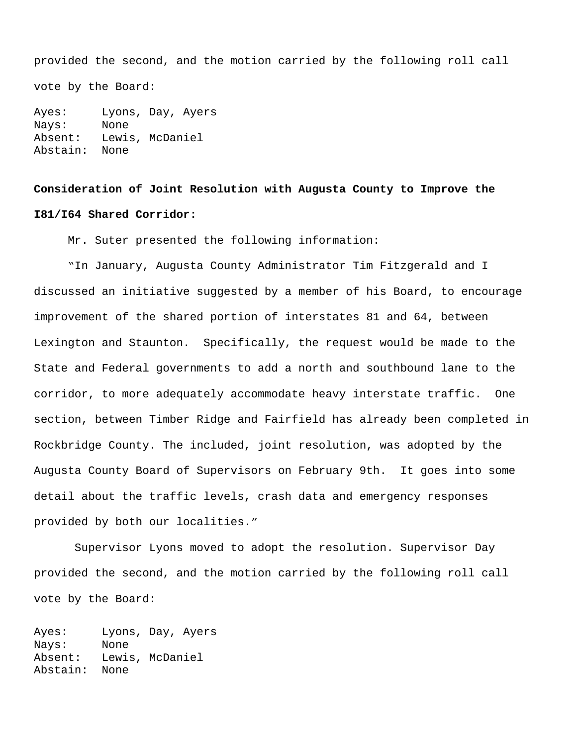provided the second, and the motion carried by the following roll call vote by the Board:

Ayes: Lyons, Day, Ayers
Nays: None
Absent: Lewis, McDaniel
Abstain: None

**Consideration of Joint Resolution with Augusta County to Improve the I81/I64 Shared Corridor:**

Mr. Suter presented the following information:

"In January, Augusta County Administrator Tim Fitzgerald and I discussed an initiative suggested by a member of his Board, to encourage improvement of the shared portion of interstates 81 and 64, between Lexington and Staunton. Specifically, the request would be made to the State and Federal governments to add a north and southbound lane to the corridor, to more adequately accommodate heavy interstate traffic. One section, between Timber Ridge and Fairfield has already been completed in Rockbridge County. The included, joint resolution, was adopted by the Augusta County Board of Supervisors on February 9th. It goes into some detail about the traffic levels, crash data and emergency responses provided by both our localities."

Supervisor Lyons moved to adopt the resolution. Supervisor Day provided the second, and the motion carried by the following roll call vote by the Board:

Ayes: Lyons, Day, Ayers
Nays: None
Absent: Lewis, McDaniel
Abstain: None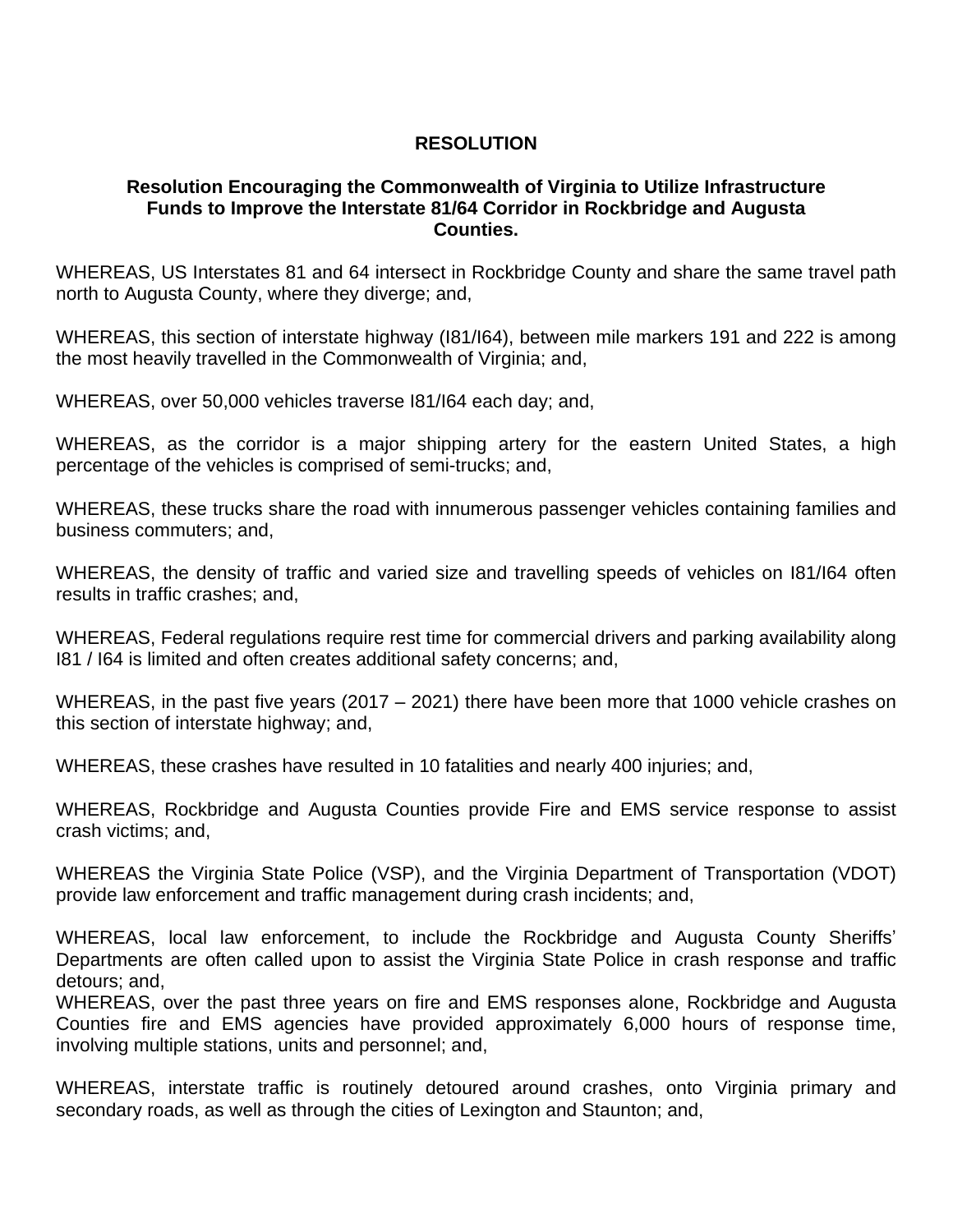# RESOLUTION

## Resolution Encouraging the Commonwealth of Virginia to Utilize Infrastructure Funds to Improve the Interstate 81/64 Corridor in Rockbridge and Augusta Counties.

WHEREAS, US Interstates 81 and 64 intersect in Rockbridge County and share the same travel path north to Augusta County, where they diverge; and,

WHEREAS, this section of interstate highway (I81/I64), between mile markers 191 and 222 is among the most heavily travelled in the Commonwealth of Virginia; and,

WHEREAS, over 50,000 vehicles traverse I81/I64 each day; and,

WHEREAS, as the corridor is a major shipping artery for the eastern United States, a high percentage of the vehicles is comprised of semi-trucks; and,

WHEREAS, these trucks share the road with innumerous passenger vehicles containing families and business commuters; and,

WHEREAS, the density of traffic and varied size and travelling speeds of vehicles on I81/I64 often results in traffic crashes; and,

WHEREAS, Federal regulations require rest time for commercial drivers and parking availability along I81 / I64 is limited and often creates additional safety concerns; and,

WHEREAS, in the past five years (2017 – 2021) there have been more that 1000 vehicle crashes on this section of interstate highway; and,

WHEREAS, these crashes have resulted in 10 fatalities and nearly 400 injuries; and,

WHEREAS, Rockbridge and Augusta Counties provide Fire and EMS service response to assist crash victims; and,

WHEREAS the Virginia State Police (VSP), and the Virginia Department of Transportation (VDOT) provide law enforcement and traffic management during crash incidents; and,

WHEREAS, local law enforcement, to include the Rockbridge and Augusta County Sheriffs' Departments are often called upon to assist the Virginia State Police in crash response and traffic detours; and,

WHEREAS, over the past three years on fire and EMS responses alone, Rockbridge and Augusta Counties fire and EMS agencies have provided approximately 6,000 hours of response time, involving multiple stations, units and personnel; and,

WHEREAS, interstate traffic is routinely detoured around crashes, onto Virginia primary and secondary roads, as well as through the cities of Lexington and Staunton; and,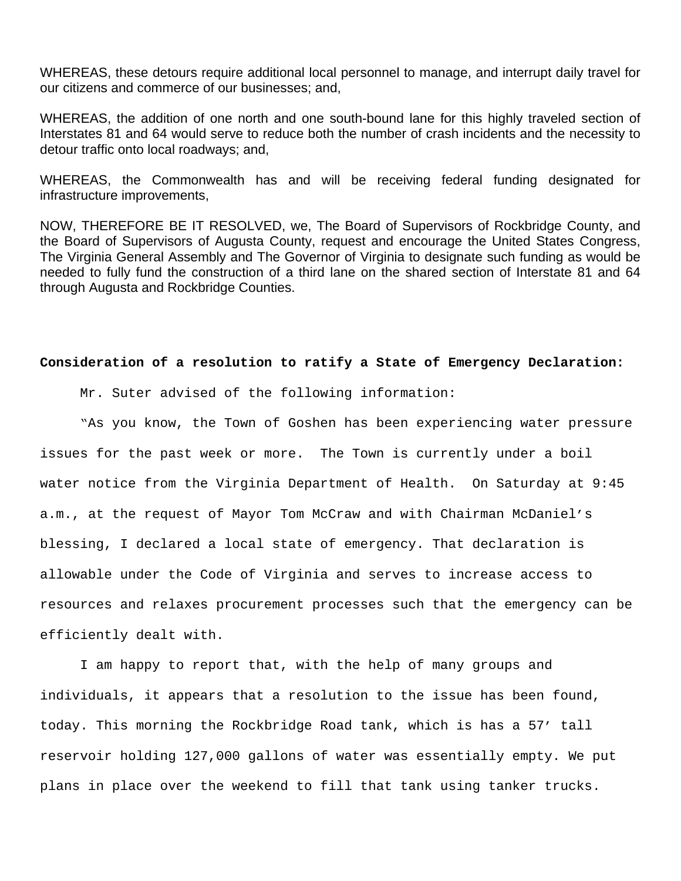WHEREAS, these detours require additional local personnel to manage, and interrupt daily travel for our citizens and commerce of our businesses; and,

WHEREAS, the addition of one north and one south-bound lane for this highly traveled section of Interstates 81 and 64 would serve to reduce both the number of crash incidents and the necessity to detour traffic onto local roadways; and,

WHEREAS, the Commonwealth has and will be receiving federal funding designated for infrastructure improvements,

NOW, THEREFORE BE IT RESOLVED, we, The Board of Supervisors of Rockbridge County, and the Board of Supervisors of Augusta County, request and encourage the United States Congress, The Virginia General Assembly and The Governor of Virginia to designate such funding as would be needed to fully fund the construction of a third lane on the shared section of Interstate 81 and 64 through Augusta and Rockbridge Counties.

**Consideration of a resolution to ratify a State of Emergency Declaration:**

Mr. Suter advised of the following information:

"As you know, the Town of Goshen has been experiencing water pressure issues for the past week or more. The Town is currently under a boil water notice from the Virginia Department of Health. On Saturday at 9:45 a.m., at the request of Mayor Tom McCraw and with Chairman McDaniel's blessing, I declared a local state of emergency. That declaration is allowable under the Code of Virginia and serves to increase access to resources and relaxes procurement processes such that the emergency can be efficiently dealt with.

I am happy to report that, with the help of many groups and individuals, it appears that a resolution to the issue has been found, today. This morning the Rockbridge Road tank, which is has a 57' tall reservoir holding 127,000 gallons of water was essentially empty. We put plans in place over the weekend to fill that tank using tanker trucks.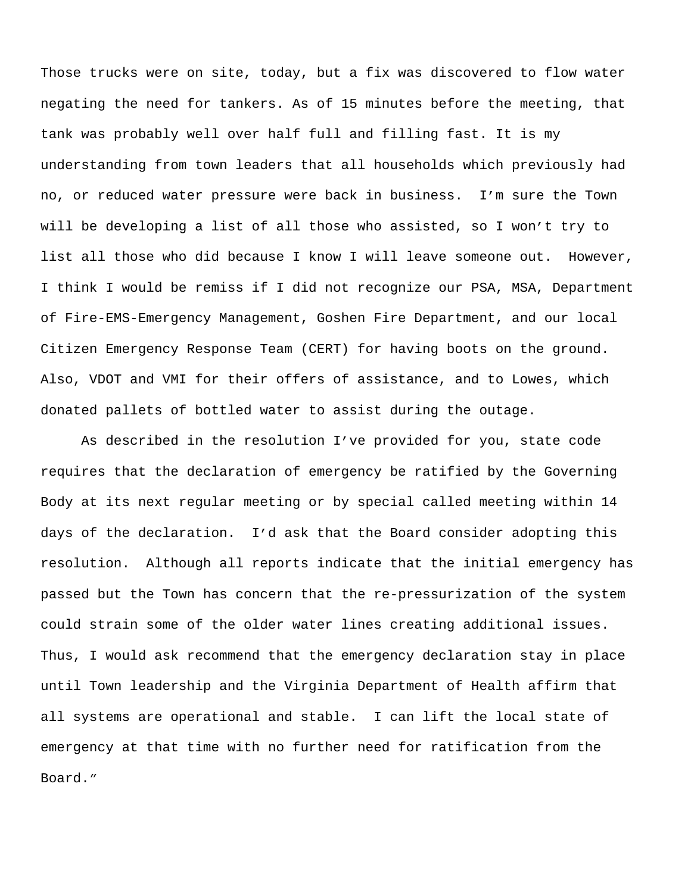Those trucks were on site, today, but a fix was discovered to flow water negating the need for tankers. As of 15 minutes before the meeting, that tank was probably well over half full and filling fast. It is my understanding from town leaders that all households which previously had no, or reduced water pressure were back in business. I'm sure the Town will be developing a list of all those who assisted, so I won't try to list all those who did because I know I will leave someone out. However, I think I would be remiss if I did not recognize our PSA, MSA, Department of Fire-EMS-Emergency Management, Goshen Fire Department, and our local Citizen Emergency Response Team (CERT) for having boots on the ground. Also, VDOT and VMI for their offers of assistance, and to Lowes, which donated pallets of bottled water to assist during the outage.

As described in the resolution I've provided for you, state code requires that the declaration of emergency be ratified by the Governing Body at its next regular meeting or by special called meeting within 14 days of the declaration. I'd ask that the Board consider adopting this resolution. Although all reports indicate that the initial emergency has passed but the Town has concern that the re-pressurization of the system could strain some of the older water lines creating additional issues. Thus, I would ask recommend that the emergency declaration stay in place until Town leadership and the Virginia Department of Health affirm that all systems are operational and stable. I can lift the local state of emergency at that time with no further need for ratification from the Board."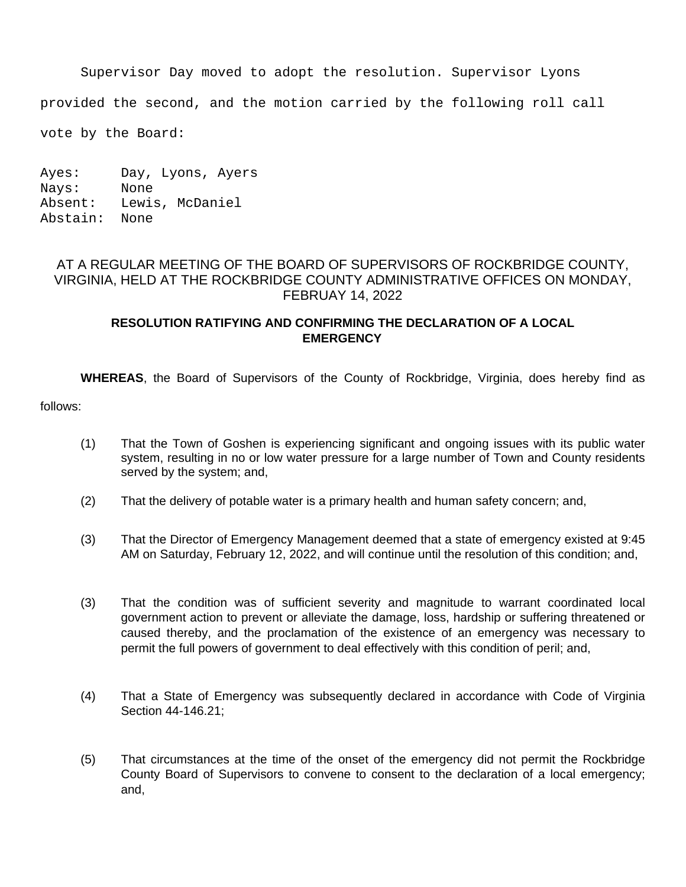Supervisor Day moved to adopt the resolution. Supervisor Lyons provided the second, and the motion carried by the following roll call vote by the Board:

Ayes: Day, Lyons, Ayers
Nays: None
Absent: Lewis, McDaniel
Abstain: None

AT A REGULAR MEETING OF THE BOARD OF SUPERVISORS OF ROCKBRIDGE COUNTY, VIRGINIA, HELD AT THE ROCKBRIDGE COUNTY ADMINISTRATIVE OFFICES ON MONDAY, FEBRUAY 14, 2022

**RESOLUTION RATIFYING AND CONFIRMING THE DECLARATION OF A LOCAL EMERGENCY**

**WHEREAS**, the Board of Supervisors of the County of Rockbridge, Virginia, does hereby find as follows:

(1) That the Town of Goshen is experiencing significant and ongoing issues with its public water system, resulting in no or low water pressure for a large number of Town and County residents served by the system; and,

(2) That the delivery of potable water is a primary health and human safety concern; and,

(3) That the Director of Emergency Management deemed that a state of emergency existed at 9:45 AM on Saturday, February 12, 2022, and will continue until the resolution of this condition; and,

(3) That the condition was of sufficient severity and magnitude to warrant coordinated local government action to prevent or alleviate the damage, loss, hardship or suffering threatened or caused thereby, and the proclamation of the existence of an emergency was necessary to permit the full powers of government to deal effectively with this condition of peril; and,

(4) That a State of Emergency was subsequently declared in accordance with Code of Virginia Section 44-146.21;

(5) That circumstances at the time of the onset of the emergency did not permit the Rockbridge County Board of Supervisors to convene to consent to the declaration of a local emergency; and,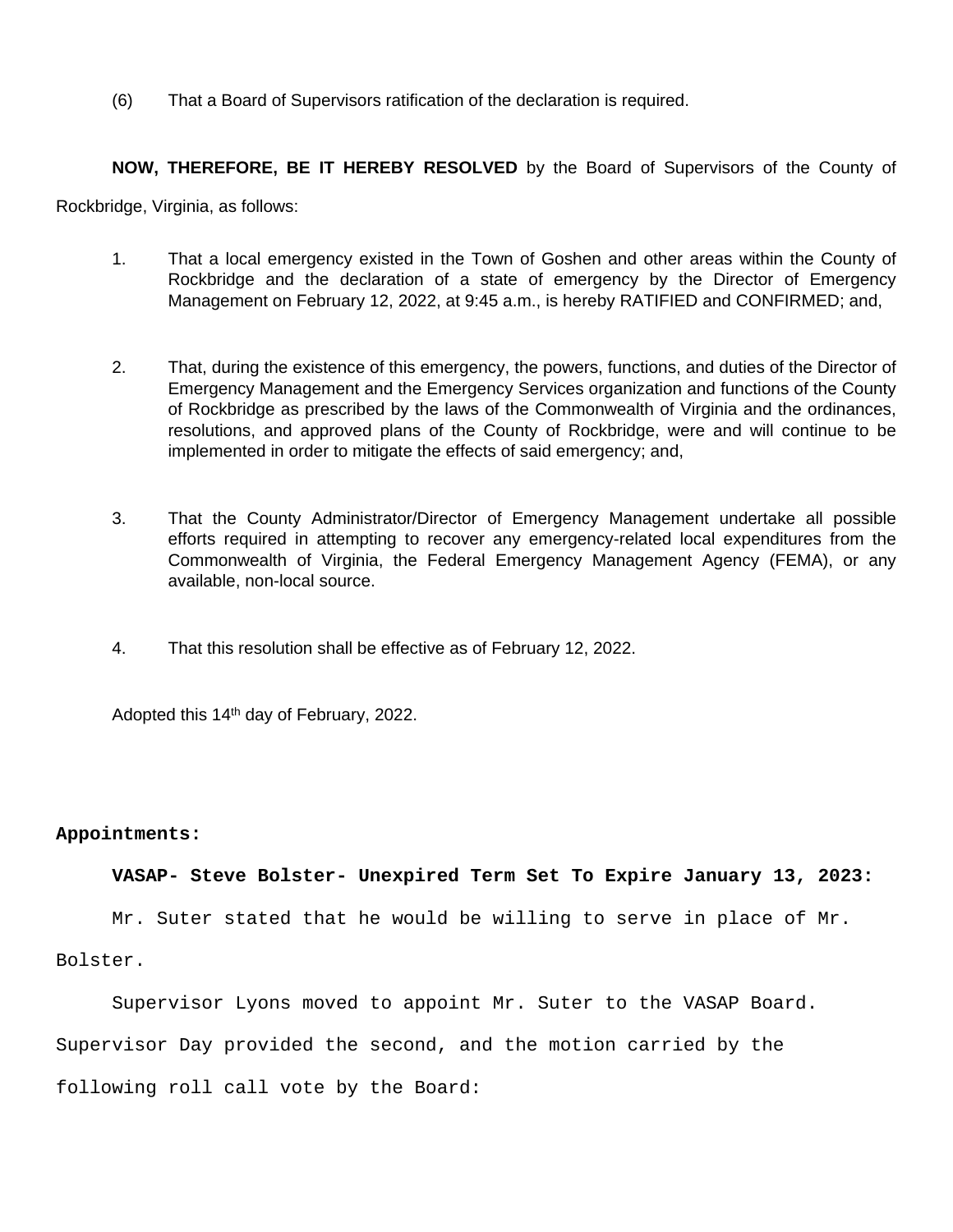(6) That a Board of Supervisors ratification of the declaration is required.

**NOW, THEREFORE, BE IT HEREBY RESOLVED** by the Board of Supervisors of the County of Rockbridge, Virginia, as follows:

1. That a local emergency existed in the Town of Goshen and other areas within the County of Rockbridge and the declaration of a state of emergency by the Director of Emergency Management on February 12, 2022, at 9:45 a.m., is hereby RATIFIED and CONFIRMED; and,

2. That, during the existence of this emergency, the powers, functions, and duties of the Director of Emergency Management and the Emergency Services organization and functions of the County of Rockbridge as prescribed by the laws of the Commonwealth of Virginia and the ordinances, resolutions, and approved plans of the County of Rockbridge, were and will continue to be implemented in order to mitigate the effects of said emergency; and,

3. That the County Administrator/Director of Emergency Management undertake all possible efforts required in attempting to recover any emergency-related local expenditures from the Commonwealth of Virginia, the Federal Emergency Management Agency (FEMA), or any available, non-local source.

4. That this resolution shall be effective as of February 12, 2022.

Adopted this 14th day of February, 2022.

**Appointments:**

**VASAP- Steve Bolster- Unexpired Term Set To Expire January 13, 2023:**

Mr. Suter stated that he would be willing to serve in place of Mr. Bolster.

Supervisor Lyons moved to appoint Mr. Suter to the VASAP Board. Supervisor Day provided the second, and the motion carried by the following roll call vote by the Board: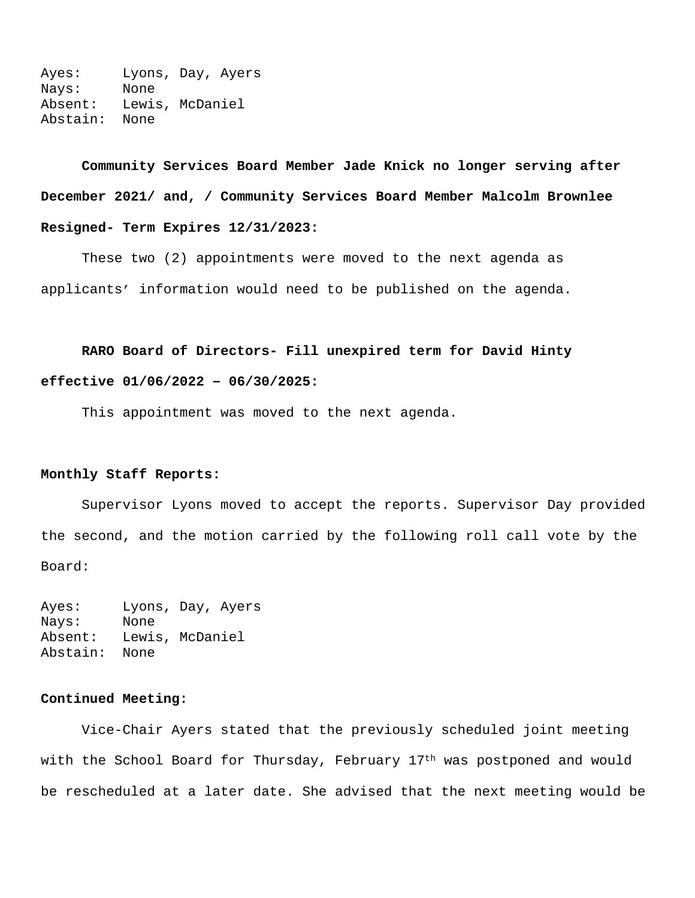Ayes: Lyons, Day, Ayers
Nays: None
Absent: Lewis, McDaniel
Abstain: None

**Community Services Board Member Jade Knick no longer serving after December 2021/ and, / Community Services Board Member Malcolm Brownlee Resigned- Term Expires 12/31/2023:**

These two (2) appointments were moved to the next agenda as applicants' information would need to be published on the agenda.

**RARO Board of Directors- Fill unexpired term for David Hinty effective 01/06/2022 – 06/30/2025:**

This appointment was moved to the next agenda.

**Monthly Staff Reports:**

Supervisor Lyons moved to accept the reports. Supervisor Day provided the second, and the motion carried by the following roll call vote by the Board:

Ayes: Lyons, Day, Ayers
Nays: None
Absent: Lewis, McDaniel
Abstain: None

**Continued Meeting:**

Vice-Chair Ayers stated that the previously scheduled joint meeting with the School Board for Thursday, February 17th was postponed and would be rescheduled at a later date. She advised that the next meeting would be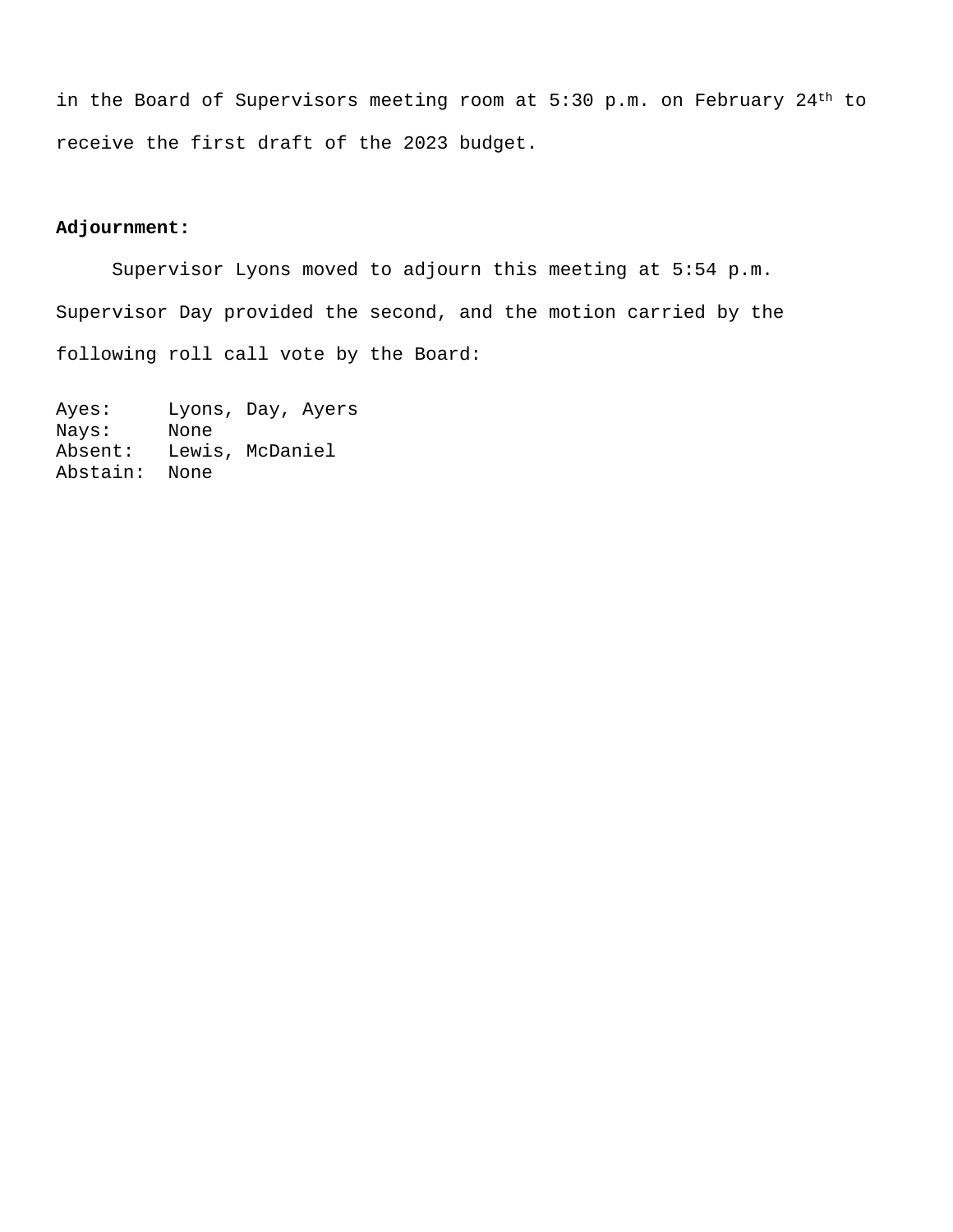in the Board of Supervisors meeting room at 5:30 p.m. on February 24th to receive the first draft of the 2023 budget.

**Adjournment:**

Supervisor Lyons moved to adjourn this meeting at 5:54 p.m. Supervisor Day provided the second, and the motion carried by the following roll call vote by the Board:

Ayes: Lyons, Day, Ayers
Nays: None
Absent: Lewis, McDaniel
Abstain: None